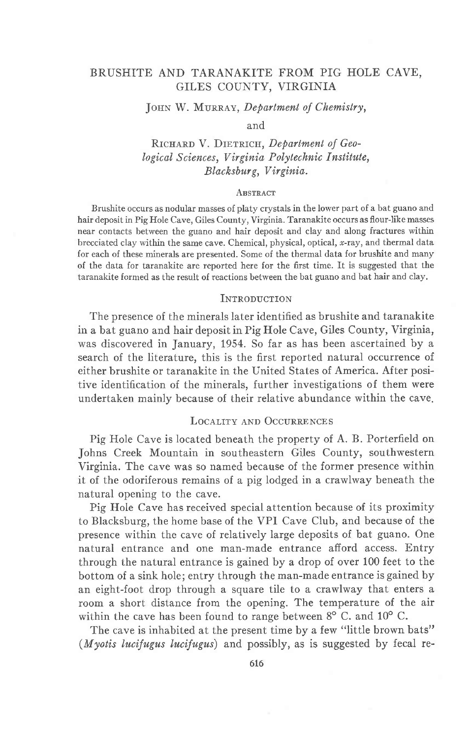# BRUSHITE AND TARANAKITE FROM PIG HOLE CAVE, GILES COUNTY, VIRGINIA

JOHN W. MURRAY, *Department of Chemistry,*

and

RICHARD V. DIETRICH, *Department of Geological Sciences, Virginia Polytechnic Institute, Blacksburg, Virginia.*

## ABSTRACT

Brushite occurs as nodular masses of platy crystals in the lower part of a bat guano and hair deposit in Pig Hole Cave, Giles County, Virginia. Taranakite occurs as flour-like masses near contacts between the guano and hair deposit and clay and along fractures within brecciated clay within the same cave. Chemical, physical, optical, *x*-ray, and thermal data for each of these minerals are presented. Some of the thermal data for brushite and many of the data for taranakite are reported here for the first time. It is suggested that the taranakite formed as the result of reactions between the bat guano and bat hair and clay.

## INTRODUCTION

The presence of the minerals later identified as brushite and taranakite in a bat guano and hair deposit in Pig Hole Cave, Giles County, Virginia, was discovered in January, 1954. So far as has been ascertained by a search of the literature, this is the first reported natural occurrence of either brushite or taranakite in the United States of America. After positive identification of the minerals, further investigations of them were undertaken mainly because of their relative abundance within the cave.

## LOCALITY AND OCCURRENCES

Pig Hole Cave is located beneath the property of A. B. Porterfield on Johns Creek Mountain in southeastern Giles County, southwestern Virginia. The cave was so named because of the former presence within it of the odoriferous remains of a pig lodged in a crawlway beneath the natural opening to the cave.

Pig Hole Cave has received special attention because of its proximity to Blacksburg, the home base of the VPI Cave Club, and because of the presence within the cave of relatively large deposits of bat guano. One natural entrance and one man-made entrance afford access. Entry through the natural entrance is gained by a drop of over 100 feet to the bottom of a sink hole; entry through the man-made entrance is gained by an eight-foot drop through a square tile to a crawlway that enters a room a short distance from the opening. The temperature of the air within the cave has been found to range between 8° C. and 10° C.

The cave is inhabited at the present time by a few "little brown bats" (*Myotis lucifugus lucifugus*) and possibly, as is suggested by fecal re-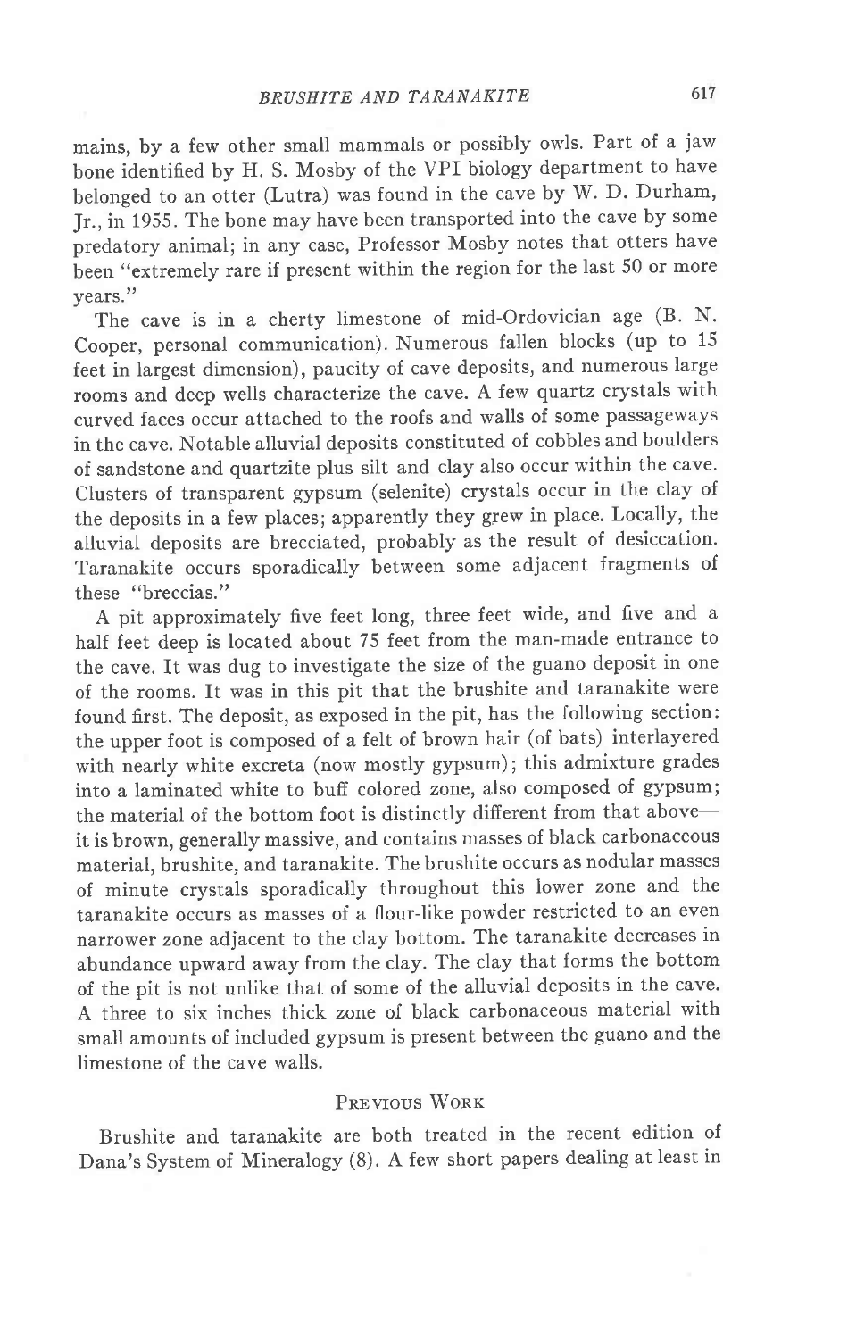mains, by a few other small mammals or possibly owls. Part of a jaw bone identified by H. S. Mosby of the VPI biology department to have belonged to an otter (Lutra) was found in the cave by W. D. Durham, Jr., in 1955. The bone may have been transported into the cave by some predatory animal; in any case, Professor Mosby notes that otters have been "extremely rare if present within the region for the last 50 or more years."

The cave is in a cherty limestone of mid-Ordovician age (B. N. Cooper, personal communication). Numerous fallen blocks (up to 15 feet in largest dimension), paucity of cave deposits, and numerous large rooms and deep wells characterize the cave. A few quartz crystals with curved faces occur attached to the roofs and walls of some passageways in the cave. Notable alluvial deposits constituted of cobbles and boulders of sandstone and quartzite plus silt and clay also occur within the cave. Clusters of transparent gypsum (selenite) crystals occur in the clay of the deposits in a few places; apparently they grew in place. Locally, the alluvial deposits are brecciated, probably as the result of desiccation. Taranakite occurs sporadically between some adjacent fragments of these "breccias."

A pit approximately five feet long, three feet wide, and five and a half feet deep is located about 75 feet from the man-made entrance to the cave. It was dug to investigate the size of the guano deposit in one of the rooms. It was in this pit that the brushite and taranakite were found first. The deposit, as exposed in the pit, has the following section: the upper foot is composed of a felt of brown hair (of bats) interlayered with nearly white excreta (now mostly gypsum); this admixture grades into a laminated white to buff colored zone, also composed of gypsum; the material of the bottom foot is distinctly different from that above—it is brown, generally massive, and contains masses of black carbonaceous material, brushite, and taranakite. The brushite occurs as nodular masses of minute crystals sporadically throughout this lower zone and the taranakite occurs as masses of a flour-like powder restricted to an even narrower zone adjacent to the clay bottom. The taranakite decreases in abundance upward away from the clay. The clay that forms the bottom of the pit is not unlike that of some of the alluvial deposits in the cave. A three to six inches thick zone of black carbonaceous material with small amounts of included gypsum is present between the guano and the limestone of the cave walls.

## Previous Work

Brushite and taranakite are both treated in the recent edition of Dana's System of Mineralogy (8). A few short papers dealing at least in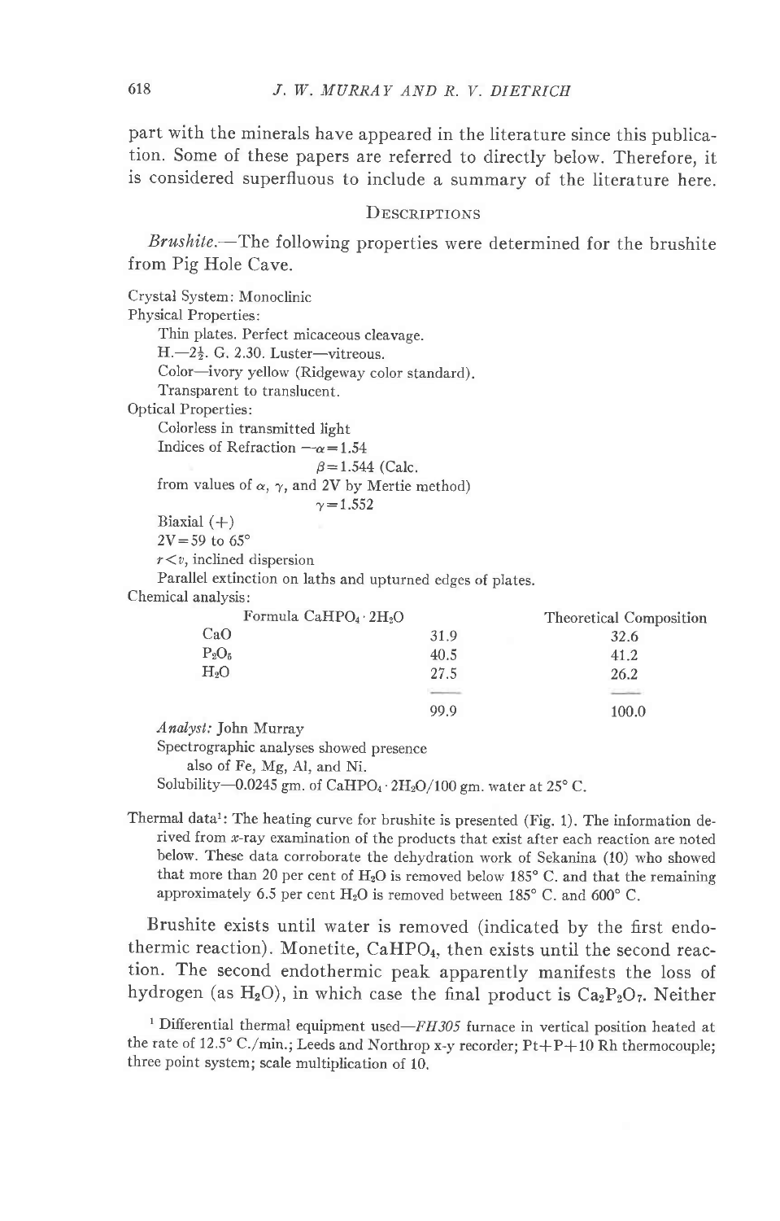part with the minerals have appeared in the literature since this publication. Some of these papers are referred to directly below. Therefore, it is considered superfluous to include a summary of the literature here.

## Descriptions

*Brushite.*—The following properties were determined for the brushite from Pig Hole Cave.

Crystal System: Monoclinic

Physical Properties:

Thin plates. Perfect micaceous cleavage.

H.—2½. G. 2.30. Luster—vitreous.

Color—ivory yellow (Ridgeway color standard).

Transparent to translucent.

Optical Properties:

Colorless in transmitted light

Indices of Refraction —$\alpha = 1.54$

$\beta = 1.544$ (Calc. from values of $\alpha$, $\gamma$, and 2V by Mertie method)

$\gamma = 1.552$

Biaxial (+)

$2V = 59$ to $65°$

$r < v$, inclined dispersion

Parallel extinction on laths and upturned edges of plates.

Chemical analysis:

| Formula $CaHPO_4 \cdot 2H_2O$ | | Theoretical Composition |
|---|---|---|
| CaO | 31.9 | 32.6 |
| $P_2O_5$ | 40.5 | 41.2 |
| $H_2O$ | 27.5 | 26.2 |
| | 99.9 | 100.0 |

*Analyst:* John Murray

Spectrographic analyses showed presence also of Fe, Mg, Al, and Ni.

Solubility—0.0245 gm. of $CaHPO_4 \cdot 2H_2O$/100 gm. water at 25° C.

Thermal data[1]: The heating curve for brushite is presented (Fig. 1). The information derived from *x*-ray examination of the products that exist after each reaction are noted below. These data corroborate the dehydration work of Sekanina (10) who showed that more than 20 per cent of $H_2O$ is removed below 185° C. and that the remaining approximately 6.5 per cent $H_2O$ is removed between 185° C. and 600° C.

Brushite exists until water is removed (indicated by the first endothermic reaction). Monetite, $CaHPO_4$, then exists until the second reaction. The second endothermic peak apparently manifests the loss of hydrogen (as $H_2O$), in which case the final product is $Ca_2P_2O_7$. Neither

[1] Differential thermal equipment used—*FH305* furnace in vertical position heated at the rate of 12.5° C./min.; Leeds and Northrop x-y recorder; Pt+P+10 Rh thermocouple; three point system; scale multiplication of 10.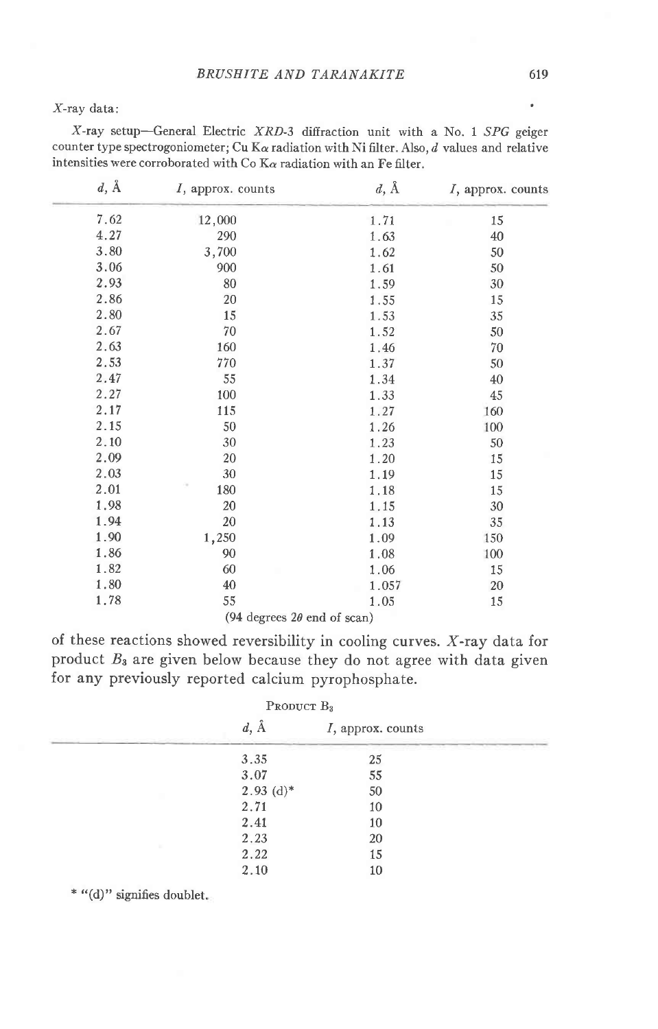*X*-ray data:

*X*-ray setup—General Electric *XRD*-3 diffraction unit with a No. 1 *SPG* geiger counter type spectrogoniometer; Cu K$\alpha$ radiation with Ni filter. Also, *d* values and relative intensities were corroborated with Co K$\alpha$ radiation with an Fe filter.

| *d*, Å | *I*, approx. counts | *d*, Å | *I*, approx. counts |
|---|---|---|---|
| 7.62 | 12,000 | 1.71 | 15 |
| 4.27 | 290 | 1.63 | 40 |
| 3.80 | 3,700 | 1.62 | 50 |
| 3.06 | 900 | 1.61 | 50 |
| 2.93 | 80 | 1.59 | 30 |
| 2.86 | 20 | 1.55 | 15 |
| 2.80 | 15 | 1.53 | 35 |
| 2.67 | 70 | 1.52 | 50 |
| 2.63 | 160 | 1.46 | 70 |
| 2.53 | 770 | 1.37 | 50 |
| 2.47 | 55 | 1.34 | 40 |
| 2.27 | 100 | 1.33 | 45 |
| 2.17 | 115 | 1.27 | 160 |
| 2.15 | 50 | 1.26 | 100 |
| 2.10 | 30 | 1.23 | 50 |
| 2.09 | 20 | 1.20 | 15 |
| 2.03 | 30 | 1.19 | 15 |
| 2.01 | 180 | 1.18 | 15 |
| 1.98 | 20 | 1.15 | 30 |
| 1.94 | 20 | 1.13 | 35 |
| 1.90 | 1,250 | 1.09 | 150 |
| 1.86 | 90 | 1.08 | 100 |
| 1.82 | 60 | 1.06 | 15 |
| 1.80 | 40 | 1.057 | 20 |
| 1.78 | 55 | 1.05 | 15 |

(94 degrees $2\theta$ end of scan)

of these reactions showed reversibility in cooling curves. *X*-ray data for product $B_3$ are given below because they do not agree with data given for any previously reported calcium pyrophosphate.

Product $B_3$

| *d*, Å | *I*, approx. counts |
|---|---|
| 3.35 | 25 |
| 3.07 | 55 |
| 2.93 (d)* | 50 |
| 2.71 | 10 |
| 2.41 | 10 |
| 2.23 | 20 |
| 2.22 | 15 |
| 2.10 | 10 |

\* "(d)" signifies doublet.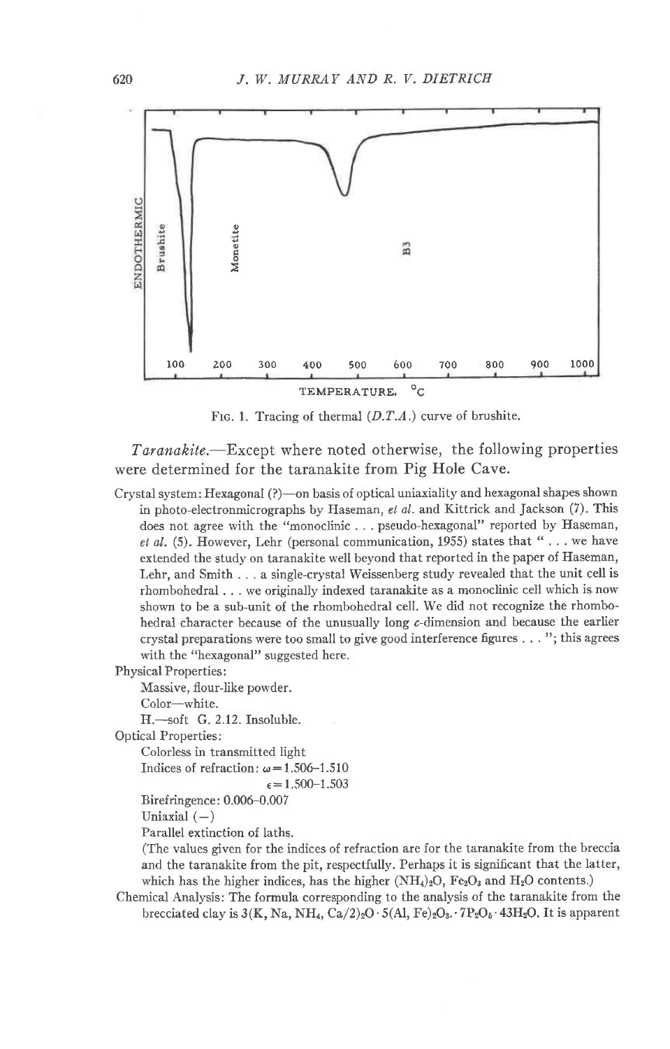Fig. 1. Tracing of thermal (*D.T.A.*) curve of brushite.

*Taranakite*.—Except where noted otherwise, the following properties were determined for the taranakite from Pig Hole Cave.

Crystal system: Hexagonal (?)—on basis of optical uniaxiality and hexagonal shapes shown in photo-electronmicrographs by Haseman, *et al.* and Kittrick and Jackson (7). This does not agree with the "monoclinic . . . pseudo-hexagonal" reported by Haseman, *et al.* (5). However, Lehr (personal communication, 1955) states that " . . . we have extended the study on taranakite well beyond that reported in the paper of Haseman, Lehr, and Smith . . . a single-crystal Weissenberg study revealed that the unit cell is rhombohedral . . . we originally indexed taranakite as a monoclinic cell which is now shown to be a sub-unit of the rhombohedral cell. We did not recognize the rhombohedral character because of the unusually long *c*-dimension and because the earlier crystal preparations were too small to give good interference figures . . . "; this agrees with the "hexagonal" suggested here.

Physical Properties:

Massive, flour-like powder.

Color—white.

H.—soft G. 2.12. Insoluble.

Optical Properties:

Colorless in transmitted light

Indices of refraction: $\omega = 1.506$–$1.510$

$\epsilon = 1.500$–$1.503$

Birefringence: 0.006–0.007

Uniaxial (−)

Parallel extinction of laths.

(The values given for the indices of refraction are for the taranakite from the breccia and the taranakite from the pit, respectfully. Perhaps it is significant that the latter, which has the higher indices, has the higher $(NH_4)_2O$, $Fe_2O_3$ and $H_2O$ contents.)

Chemical Analysis: The formula corresponding to the analysis of the taranakite from the brecciated clay is $3(K, Na, NH_4, Ca/2)_2O \cdot 5(Al, Fe)_2O_3 \cdot 7P_2O_5 \cdot 43H_2O$. It is apparent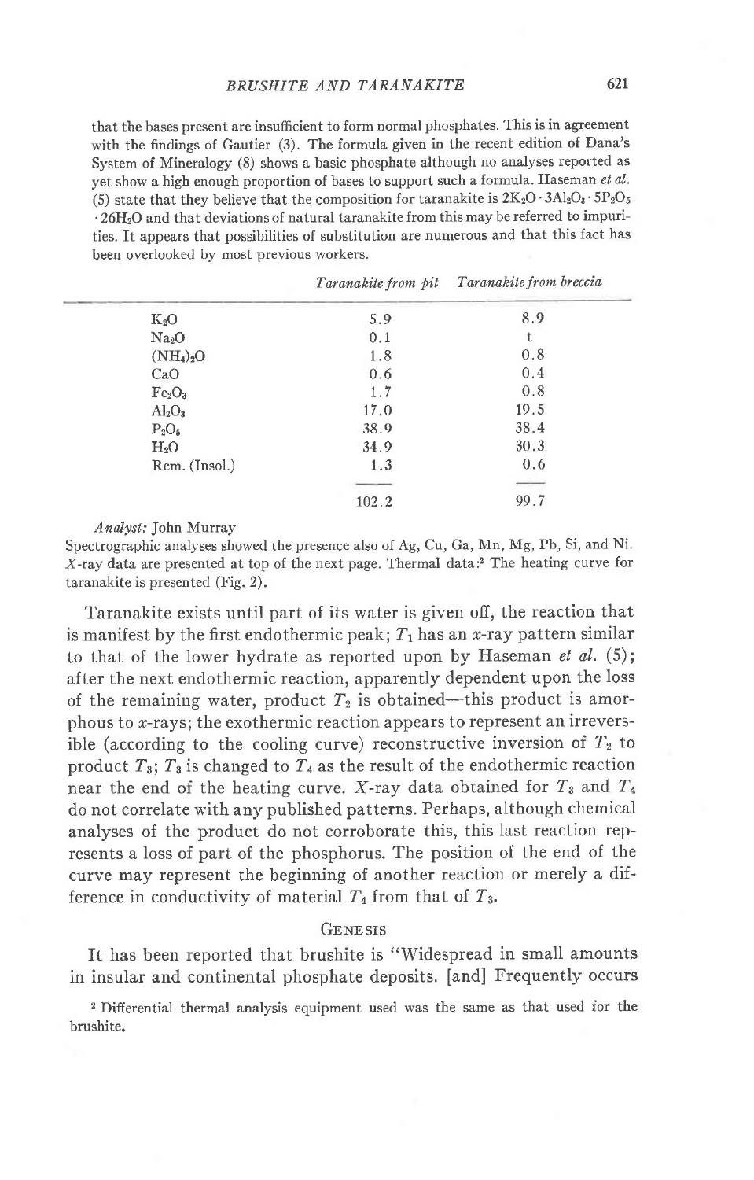that the bases present are insufficient to form normal phosphates. This is in agreement with the findings of Gautier (3). The formula given in the recent edition of Dana's System of Mineralogy (8) shows a basic phosphate although no analyses reported as yet show a high enough proportion of bases to support such a formula. Haseman *et al.* (5) state that they believe that the composition for taranakite is $2K_2O \cdot 3Al_2O_3 \cdot 5P_2O_5 \cdot 26H_2O$ and that deviations of natural taranakite from this may be referred to impurities. It appears that possibilities of substitution are numerous and that this fact has been overlooked by most previous workers.

| | *Taranakite from pit* | *Taranakite from breccia* |
|---|---|---|
| $K_2O$ | 5.9 | 8.9 |
| $Na_2O$ | 0.1 | t |
| $(NH_4)_2O$ | 1.8 | 0.8 |
| $CaO$ | 0.6 | 0.4 |
| $Fe_2O_3$ | 1.7 | 0.8 |
| $Al_2O_3$ | 17.0 | 19.5 |
| $P_2O_5$ | 38.9 | 38.4 |
| $H_2O$ | 34.9 | 30.3 |
| Rem. (Insol.) | 1.3 | 0.6 |
| | 102.2 | 99.7 |

*Analyst:* John Murray

Spectrographic analyses showed the presence also of Ag, Cu, Ga, Mn, Mg, Pb, Si, and Ni. *X*-ray data are presented at top of the next page. Thermal data:[2] The heating curve for taranakite is presented (Fig. 2).

Taranakite exists until part of its water is given off, the reaction that is manifest by the first endothermic peak; $T_1$ has an *x*-ray pattern similar to that of the lower hydrate as reported upon by Haseman *et al.* (5); after the next endothermic reaction, apparently dependent upon the loss of the remaining water, product $T_2$ is obtained—this product is amorphous to *x*-rays; the exothermic reaction appears to represent an irreversible (according to the cooling curve) reconstructive inversion of $T_2$ to product $T_3$; $T_3$ is changed to $T_4$ as the result of the endothermic reaction near the end of the heating curve. *X*-ray data obtained for $T_3$ and $T_4$ do not correlate with any published patterns. Perhaps, although chemical analyses of the product do not corroborate this, this last reaction represents a loss of part of the phosphorus. The position of the end of the curve may represent the beginning of another reaction or merely a difference in conductivity of material $T_4$ from that of $T_3$.

## Genesis

It has been reported that brushite is "Widespread in small amounts in insular and continental phosphate deposits. [and] Frequently occurs

[2] Differential thermal analysis equipment used was the same as that used for the brushite.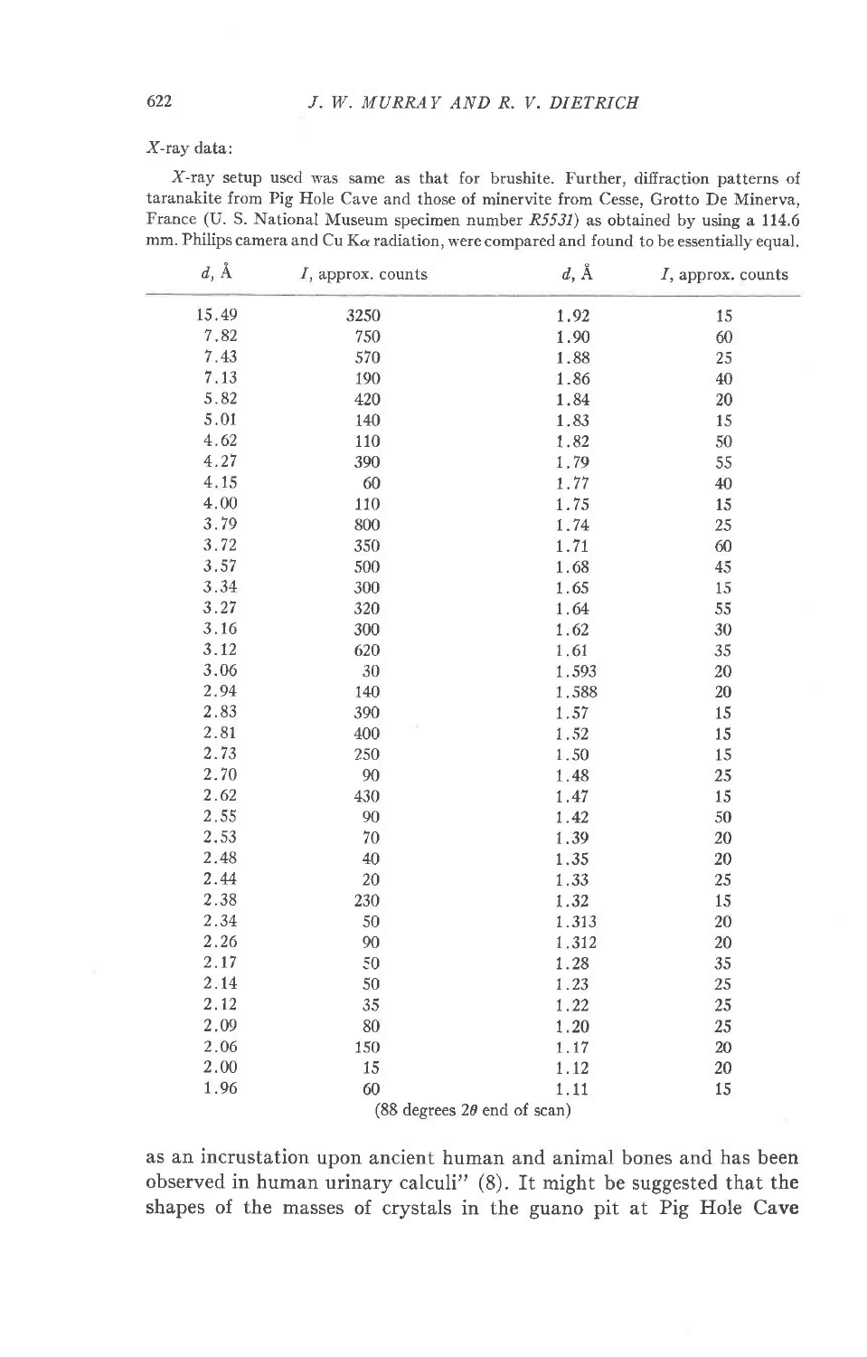*X*-ray data:

*X*-ray setup used was same as that for brushite. Further, diffraction patterns of taranakite from Pig Hole Cave and those of minervite from Cesse, Grotto De Minerva, France (U. S. National Museum specimen number *R5531*) as obtained by using a 114.6 mm. Philips camera and Cu K$\alpha$ radiation, were compared and found to be essentially equal.

| $d$, Å | $I$, approx. counts | $d$, Å | $I$, approx. counts |
|---|---|---|---|
| 15.49 | 3250 | 1.92 | 15 |
| 7.82 | 750 | 1.90 | 60 |
| 7.43 | 570 | 1.88 | 25 |
| 7.13 | 190 | 1.86 | 40 |
| 5.82 | 420 | 1.84 | 20 |
| 5.01 | 140 | 1.83 | 15 |
| 4.62 | 110 | 1.82 | 50 |
| 4.27 | 390 | 1.79 | 55 |
| 4.15 | 60 | 1.77 | 40 |
| 4.00 | 110 | 1.75 | 15 |
| 3.79 | 800 | 1.74 | 25 |
| 3.72 | 350 | 1.71 | 60 |
| 3.57 | 500 | 1.68 | 45 |
| 3.34 | 300 | 1.65 | 15 |
| 3.27 | 320 | 1.64 | 55 |
| 3.16 | 300 | 1.62 | 30 |
| 3.12 | 620 | 1.61 | 35 |
| 3.06 | 30 | 1.593 | 20 |
| 2.94 | 140 | 1.588 | 20 |
| 2.83 | 390 | 1.57 | 15 |
| 2.81 | 400 | 1.52 | 15 |
| 2.73 | 250 | 1.50 | 15 |
| 2.70 | 90 | 1.48 | 25 |
| 2.62 | 430 | 1.47 | 15 |
| 2.55 | 90 | 1.42 | 50 |
| 2.53 | 70 | 1.39 | 20 |
| 2.48 | 40 | 1.35 | 20 |
| 2.44 | 20 | 1.33 | 25 |
| 2.38 | 230 | 1.32 | 15 |
| 2.34 | 50 | 1.313 | 20 |
| 2.26 | 90 | 1.312 | 20 |
| 2.17 | 50 | 1.28 | 35 |
| 2.14 | 50 | 1.23 | 25 |
| 2.12 | 35 | 1.22 | 25 |
| 2.09 | 80 | 1.20 | 25 |
| 2.06 | 150 | 1.17 | 20 |
| 2.00 | 15 | 1.12 | 20 |
| 1.96 | 60 | 1.11 | 15 |

(88 degrees $2\theta$ end of scan)

as an incrustation upon ancient human and animal bones and has been observed in human urinary calculi" (8). It might be suggested that the shapes of the masses of crystals in the guano pit at Pig Hole Cave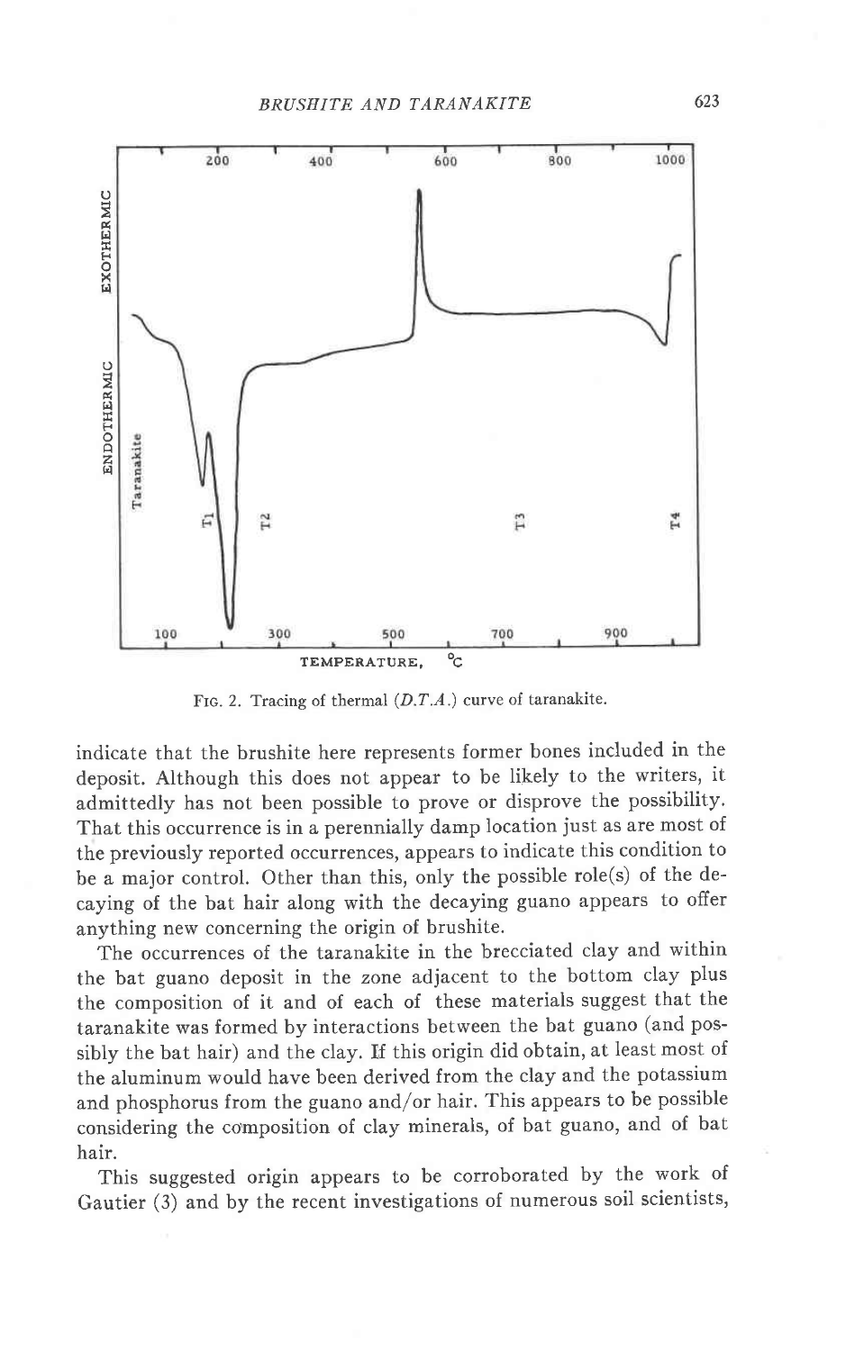FIG. 2. Tracing of thermal (*D.T.A.*) curve of taranakite.

indicate that the brushite here represents former bones included in the deposit. Although this does not appear to be likely to the writers, it admittedly has not been possible to prove or disprove the possibility. That this occurrence is in a perennially damp location just as are most of the previously reported occurrences, appears to indicate this condition to be a major control. Other than this, only the possible role(s) of the decaying of the bat hair along with the decaying guano appears to offer anything new concerning the origin of brushite.

The occurrences of the taranakite in the brecciated clay and within the bat guano deposit in the zone adjacent to the bottom clay plus the composition of it and of each of these materials suggest that the taranakite was formed by interactions between the bat guano (and possibly the bat hair) and the clay. If this origin did obtain, at least most of the aluminum would have been derived from the clay and the potassium and phosphorus from the guano and/or hair. This appears to be possible considering the composition of clay minerals, of bat guano, and of bat hair.

This suggested origin appears to be corroborated by the work of Gautier (3) and by the recent investigations of numerous soil scientists,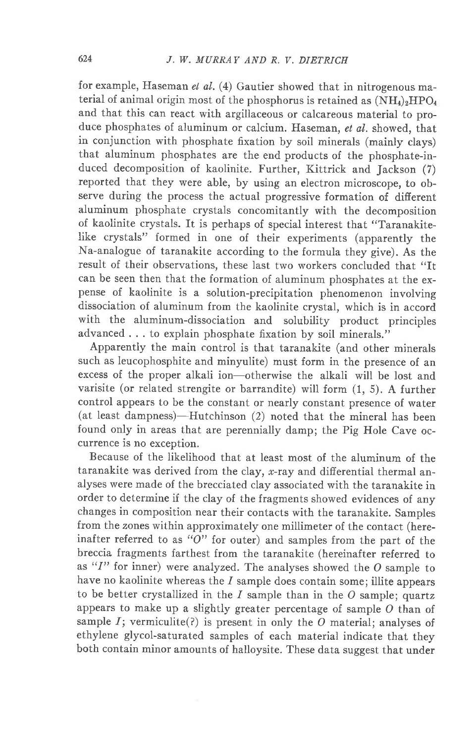for example, Haseman *et al.* (4) Gautier showed that in nitrogenous material of animal origin most of the phosphorus is retained as $(NH_4)_2HPO_4$ and that this can react with argillaceous or calcareous material to produce phosphates of aluminum or calcium. Haseman, *et al.* showed, that in conjunction with phosphate fixation by soil minerals (mainly clays) that aluminum phosphates are the end products of the phosphate-induced decomposition of kaolinite. Further, Kittrick and Jackson (7) reported that they were able, by using an electron microscope, to observe during the process the actual progressive formation of different aluminum phosphate crystals concomitantly with the decomposition of kaolinite crystals. It is perhaps of special interest that "Taranakite-like crystals" formed in one of their experiments (apparently the Na-analogue of taranakite according to the formula they give). As the result of their observations, these last two workers concluded that "It can be seen then that the formation of aluminum phosphates at the expense of kaolinite is a solution-precipitation phenomenon involving dissociation of aluminum from the kaolinite crystal, which is in accord with the aluminum-dissociation and solubility product principles advanced . . . to explain phosphate fixation by soil minerals."

Apparently the main control is that taranakite (and other minerals such as leucophosphite and minyulite) must form in the presence of an excess of the proper alkali ion—otherwise the alkali will be lost and varisite (or related strengite or barrandite) will form (1, 5). A further control appears to be the constant or nearly constant presence of water (at least dampness)—Hutchinson (2) noted that the mineral has been found only in areas that are perennially damp; the Pig Hole Cave occurrence is no exception.

Because of the likelihood that at least most of the aluminum of the taranakite was derived from the clay, *x*-ray and differential thermal analyses were made of the brecciated clay associated with the taranakite in order to determine if the clay of the fragments showed evidences of any changes in composition near their contacts with the taranakite. Samples from the zones within approximately one millimeter of the contact (hereinafter referred to as "*O*" for outer) and samples from the part of the breccia fragments farthest from the taranakite (hereinafter referred to as "*I*" for inner) were analyzed. The analyses showed the *O* sample to have no kaolinite whereas the *I* sample does contain some; illite appears to be better crystallized in the *I* sample than in the *O* sample; quartz appears to make up a slightly greater percentage of sample *O* than of sample *I*; vermiculite(?) is present in only the *O* material; analyses of ethylene glycol-saturated samples of each material indicate that they both contain minor amounts of halloysite. These data suggest that under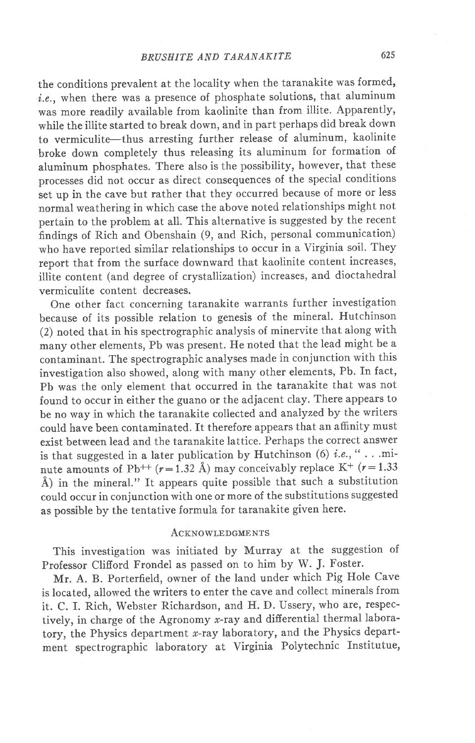the conditions prevalent at the locality when the taranakite was formed, *i.e.*, when there was a presence of phosphate solutions, that aluminum was more readily available from kaolinite than from illite. Apparently, while the illite started to break down, and in part perhaps did break down to vermiculite—thus arresting further release of aluminum, kaolinite broke down completely thus releasing its aluminum for formation of aluminum phosphates. There also is the possibility, however, that these processes did not occur as direct consequences of the special conditions set up in the cave but rather that they occurred because of more or less normal weathering in which case the above noted relationships might not pertain to the problem at all. This alternative is suggested by the recent findings of Rich and Obenshain (9, and Rich, personal communication) who have reported similar relationships to occur in a Virginia soil. They report that from the surface downward that kaolinite content increases, illite content (and degree of crystallization) increases, and dioctahedral vermiculite content decreases.

One other fact concerning taranakite warrants further investigation because of its possible relation to genesis of the mineral. Hutchinson (2) noted that in his spectrographic analysis of minervite that along with many other elements, Pb was present. He noted that the lead might be a contaminant. The spectrographic analyses made in conjunction with this investigation also showed, along with many other elements, Pb. In fact, Pb was the only element that occurred in the taranakite that was not found to occur in either the guano or the adjacent clay. There appears to be no way in which the taranakite collected and analyzed by the writers could have been contaminated. It therefore appears that an affinity must exist between lead and the taranakite lattice. Perhaps the correct answer is that suggested in a later publication by Hutchinson (6) *i.e.*, " . . .minute amounts of $Pb^{++}$ ($r=1.32$ Å) may conceivably replace $K^+$ ($r=1.33$ Å) in the mineral." It appears quite possible that such a substitution could occur in conjunction with one or more of the substitutions suggested as possible by the tentative formula for taranakite given here.

## Acknowledgments

This investigation was initiated by Murray at the suggestion of Professor Clifford Frondel as passed on to him by W. J. Foster.

Mr. A. B. Porterfield, owner of the land under which Pig Hole Cave is located, allowed the writers to enter the cave and collect minerals from it. C. I. Rich, Webster Richardson, and H. D. Ussery, who are, respectively, in charge of the Agronomy *x*-ray and differential thermal laboratory, the Physics department *x*-ray laboratory, and the Physics department spectrographic laboratory at Virginia Polytechnic Institutue,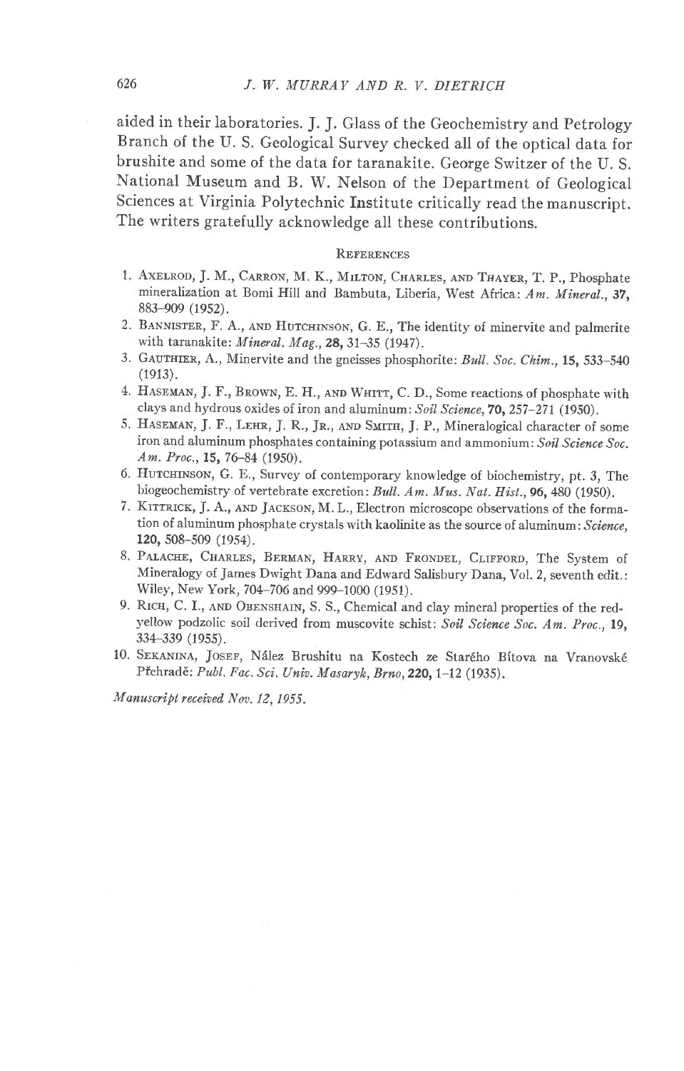aided in their laboratories. J. J. Glass of the Geochemistry and Petrology Branch of the U. S. Geological Survey checked all of the optical data for brushite and some of the data for taranakite. George Switzer of the U. S. National Museum and B. W. Nelson of the Department of Geological Sciences at Virginia Polytechnic Institute critically read the manuscript. The writers gratefully acknowledge all these contributions.

## References

1. Axelrod, J. M., Carron, M. K., Milton, Charles, and Thayer, T. P., Phosphate mineralization at Bomi Hill and Bambuta, Liberia, West Africa: *Am. Mineral.*, **37**, 883–909 (1952).
2. Bannister, F. A., and Hutchinson, G. E., The identity of minervite and palmerite with taranakite: *Mineral. Mag.*, **28**, 31–35 (1947).
3. Gauthier, A., Minervite and the gneisses phosphorite: *Bull. Soc. Chim.*, **15**, 533–540 (1913).
4. Haseman, J. F., Brown, E. H., and Whitt, C. D., Some reactions of phosphate with clays and hydrous oxides of iron and aluminum: *Soil Science*, **70**, 257–271 (1950).
5. Haseman, J. F., Lehr, J. R., Jr., and Smith, J. P., Mineralogical character of some iron and aluminum phosphates containing potassium and ammonium: *Soil Science Soc. Am. Proc.*, **15**, 76–84 (1950).
6. Hutchinson, G. E., Survey of contemporary knowledge of biochemistry, pt. 3, The biogeochemistry of vertebrate excretion: *Bull. Am. Mus. Nat. Hist.*, **96**, 480 (1950).
7. Kittrick, J. A., and Jackson, M. L., Electron microscope observations of the formation of aluminum phosphate crystals with kaolinite as the source of aluminum: *Science*, **120**, 508–509 (1954).
8. Palache, Charles, Berman, Harry, and Frondel, Clifford, The System of Mineralogy of James Dwight Dana and Edward Salisbury Dana, Vol. 2, seventh edit.: Wiley, New York, 704–706 and 999–1000 (1951).
9. Rich, C. I., and Obenshain, S. S., Chemical and clay mineral properties of the red-yellow podzolic soil derived from muscovite schist: *Soil Science Soc. Am. Proc.*, **19**, 334–339 (1955).
10. Sekanina, Josef, Nález Brushitu na Kostech ze Starého Bítova na Vranovské Přehradě: *Publ. Fac. Sci. Univ. Masaryk, Brno*, **220**, 1–12 (1935).

*Manuscript received Nov. 12, 1955.*